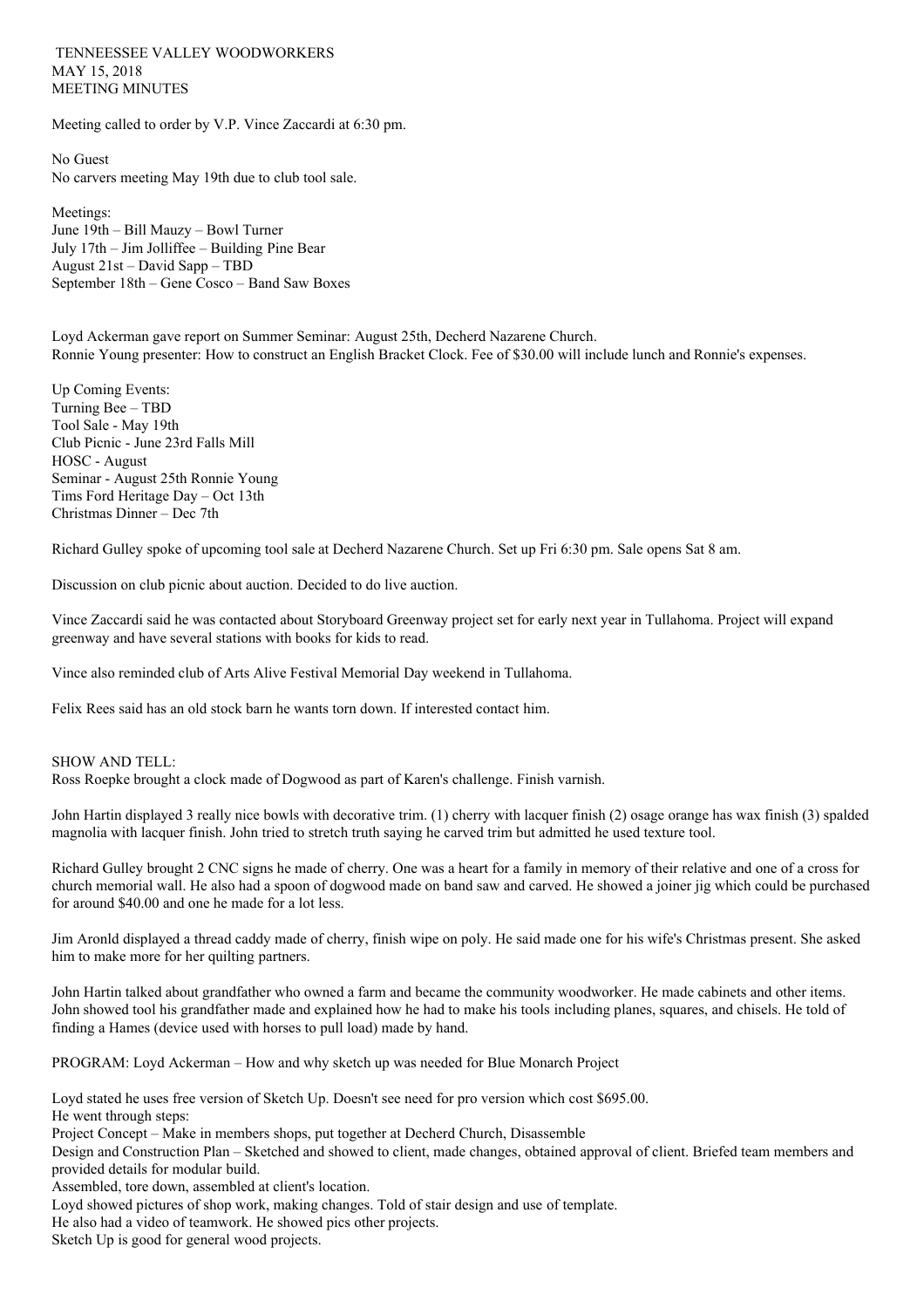TENNEESSEE VALLEY WOODWORKERS
MAY 15, 2018
MEETING MINUTES

Meeting called to order by V.P. Vince Zaccardi at 6:30 pm.

No Guest
No carvers meeting May 19th due to club tool sale.

Meetings:
June 19th – Bill Mauzy – Bowl Turner
July 17th – Jim Jolliffee – Building Pine Bear
August 21st – David Sapp – TBD
September 18th – Gene Cosco – Band Saw Boxes

Loyd Ackerman gave report on Summer Seminar: August 25th, Decherd Nazarene Church.
Ronnie Young presenter: How to construct an English Bracket Clock. Fee of $30.00 will include lunch and Ronnie's expenses.

Up Coming Events:
Turning Bee – TBD
Tool Sale - May 19th
Club Picnic - June 23rd Falls Mill
HOSC - August
Seminar - August 25th Ronnie Young
Tims Ford Heritage Day – Oct 13th
Christmas Dinner – Dec 7th

Richard Gulley spoke of upcoming tool sale at Decherd Nazarene Church. Set up Fri 6:30 pm. Sale opens Sat 8 am.

Discussion on club picnic about auction. Decided to do live auction.

Vince Zaccardi said he was contacted about Storyboard Greenway project set for early next year in Tullahoma. Project will expand greenway and have several stations with books for kids to read.

Vince also reminded club of Arts Alive Festival Memorial Day weekend in Tullahoma.

Felix Rees said has an old stock barn he wants torn down. If interested contact him.

SHOW AND TELL:
Ross Roepke brought a clock made of Dogwood as part of Karen's challenge. Finish varnish.

John Hartin displayed 3 really nice bowls with decorative trim. (1) cherry with lacquer finish (2) osage orange has wax finish (3) spalded magnolia with lacquer finish. John tried to stretch truth saying he carved trim but admitted he used texture tool.

Richard Gulley brought 2 CNC signs he made of cherry. One was a heart for a family in memory of their relative and one of a cross for church memorial wall. He also had a spoon of dogwood made on band saw and carved. He showed a joiner jig which could be purchased for around $40.00 and one he made for a lot less.

Jim Aronld displayed a thread caddy made of cherry, finish wipe on poly. He said made one for his wife's Christmas present. She asked him to make more for her quilting partners.

John Hartin talked about grandfather who owned a farm and became the community woodworker. He made cabinets and other items. John showed tool his grandfather made and explained how he had to make his tools including planes, squares, and chisels. He told of finding a Hames (device used with horses to pull load) made by hand.

PROGRAM: Loyd Ackerman – How and why sketch up was needed for Blue Monarch Project

Loyd stated he uses free version of Sketch Up. Doesn't see need for pro version which cost $695.00.
He went through steps:
Project Concept – Make in members shops, put together at Decherd Church, Disassemble
Design and Construction Plan – Sketched and showed to client, made changes, obtained approval of client. Briefed team members and provided details for modular build.
Assembled, tore down, assembled at client's location.
Loyd showed pictures of shop work, making changes. Told of stair design and use of template.
He also had a video of teamwork. He showed pics other projects.
Sketch Up is good for general wood projects.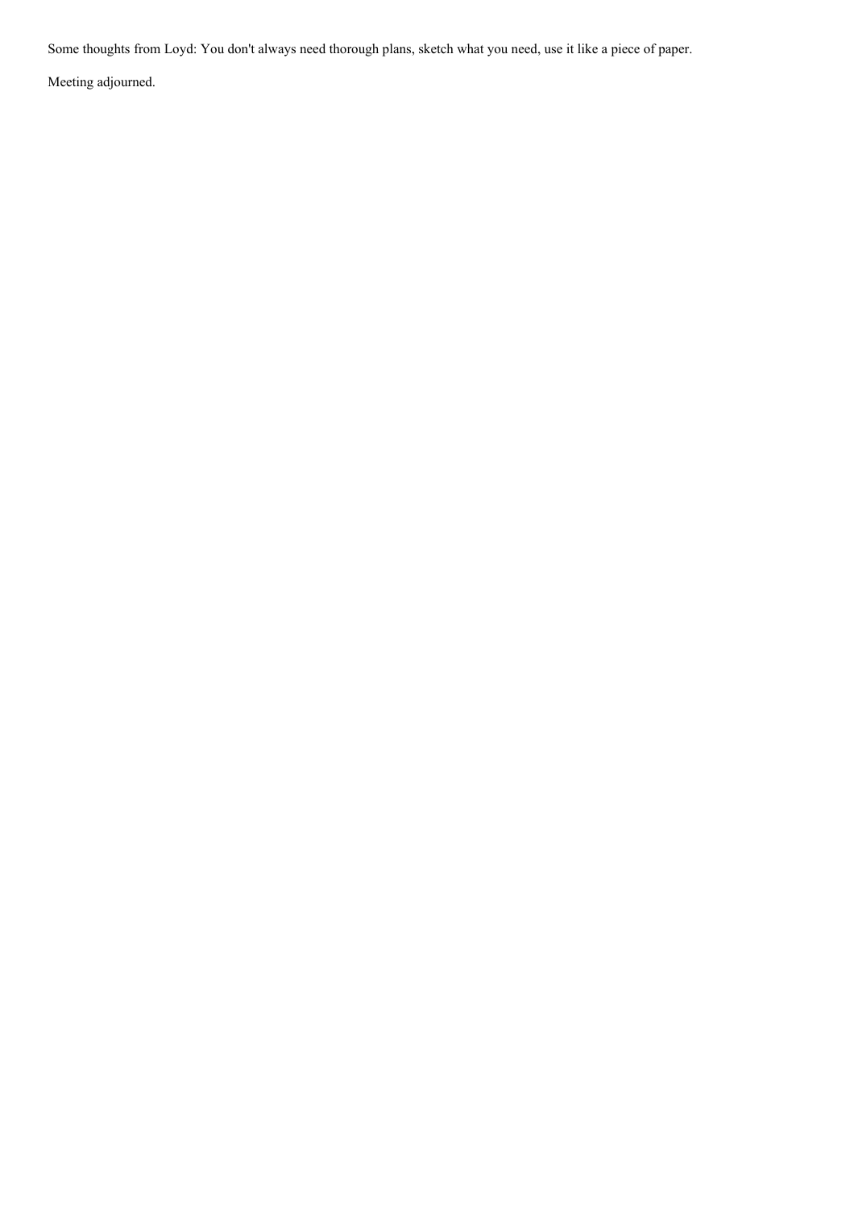Some thoughts from Loyd: You don't always need thorough plans, sketch what you need, use it like a piece of paper.

Meeting adjourned.